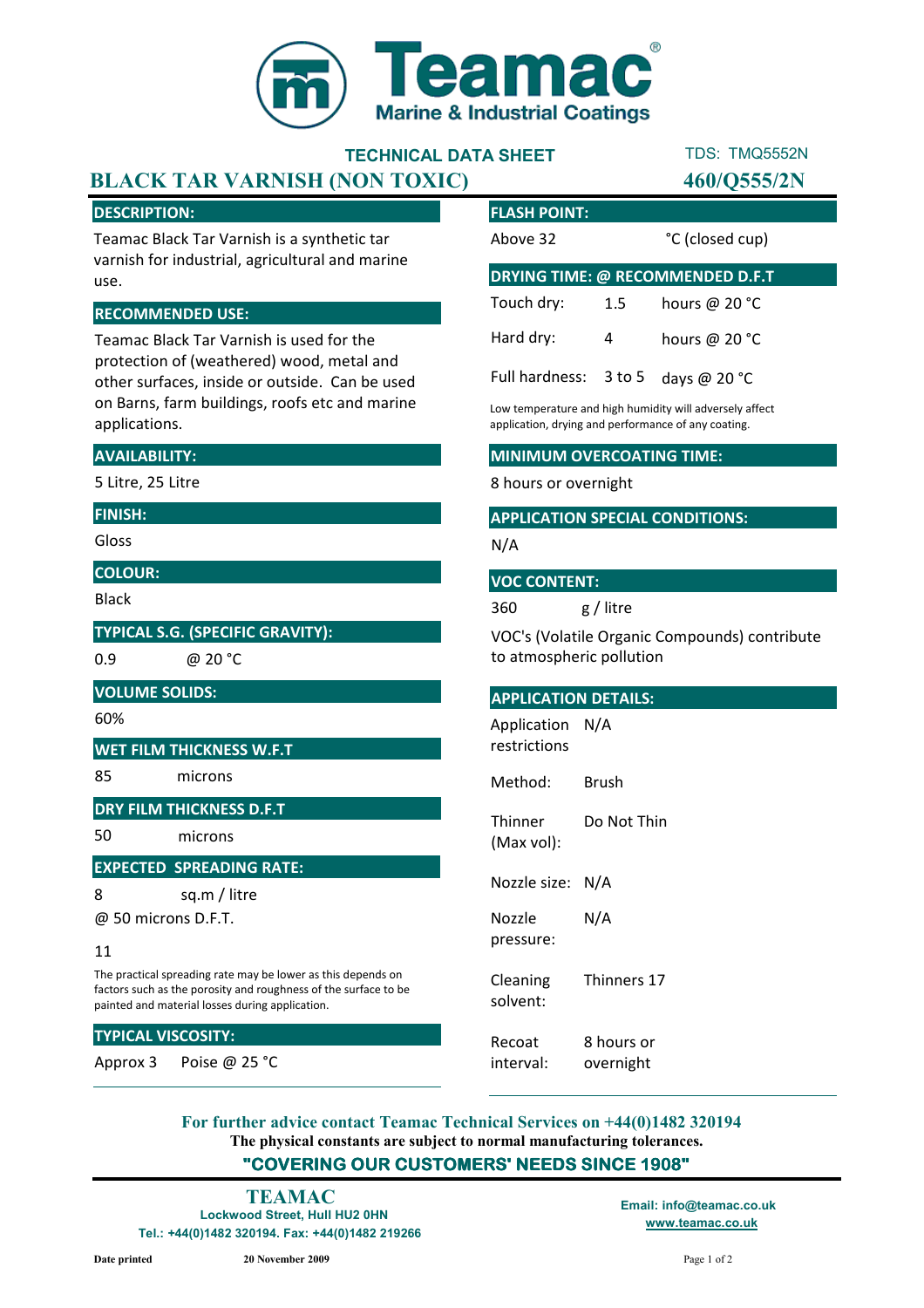Teamac®
Marine & Industrial Coatings

## TECHNICAL DATA SHEET

TDS: TMQ5552N

# BLACK TAR VARNISH (NON TOXIC)

**460/Q555/2N**

### DESCRIPTION:

Teamac Black Tar Varnish is a synthetic tar varnish for industrial, agricultural and marine use.

### RECOMMENDED USE:

Teamac Black Tar Varnish is used for the protection of (weathered) wood, metal and other surfaces, inside or outside. Can be used on Barns, farm buildings, roofs etc and marine applications.

### AVAILABILITY:

5 Litre, 25 Litre

### FINISH:

Gloss

### COLOUR:

Black

### TYPICAL S.G. (SPECIFIC GRAVITY):

0.9 @ 20 °C

### VOLUME SOLIDS:

60%

### WET FILM THICKNESS W.F.T

85 microns

### DRY FILM THICKNESS D.F.T

50 microns

### EXPECTED SPREADING RATE:

8 sq.m / litre

@ 50 microns D.F.T.

11

The practical spreading rate may be lower as this depends on factors such as the porosity and roughness of the surface to be painted and material losses during application.

### TYPICAL VISCOSITY:

Approx 3 Poise @ 25 °C

### FLASH POINT:

Above 32 °C (closed cup)

### DRYING TIME: @ RECOMMENDED D.F.T

| | | |
|---|---|---|
| Touch dry: | 1.5 | hours @ 20 °C |
| Hard dry: | 4 | hours @ 20 °C |
| Full hardness: | 3 to 5 | days @ 20 °C |

Low temperature and high humidity will adversely affect application, drying and performance of any coating.

### MINIMUM OVERCOATING TIME:

8 hours or overnight

### APPLICATION SPECIAL CONDITIONS:

N/A

### VOC CONTENT:

360 g / litre

VOC's (Volatile Organic Compounds) contribute to atmospheric pollution

### APPLICATION DETAILS:

| | |
|---|---|
| Application restrictions | N/A |
| Method: | Brush |
| Thinner (Max vol): | Do Not Thin |
| Nozzle size: | N/A |
| Nozzle pressure: | N/A |
| Cleaning solvent: | Thinners 17 |
| Recoat interval: | 8 hours or overnight |

**For further advice contact Teamac Technical Services on +44(0)1482 320194**

**The physical constants are subject to normal manufacturing tolerances.**

**"COVERING OUR CUSTOMERS' NEEDS SINCE 1908"**

**TEAMAC**
Lockwood Street, Hull HU2 0HN
Tel.: +44(0)1482 320194. Fax: +44(0)1482 219266

Email: info@teamac.co.uk
www.teamac.co.uk

Date printed 20 November 2009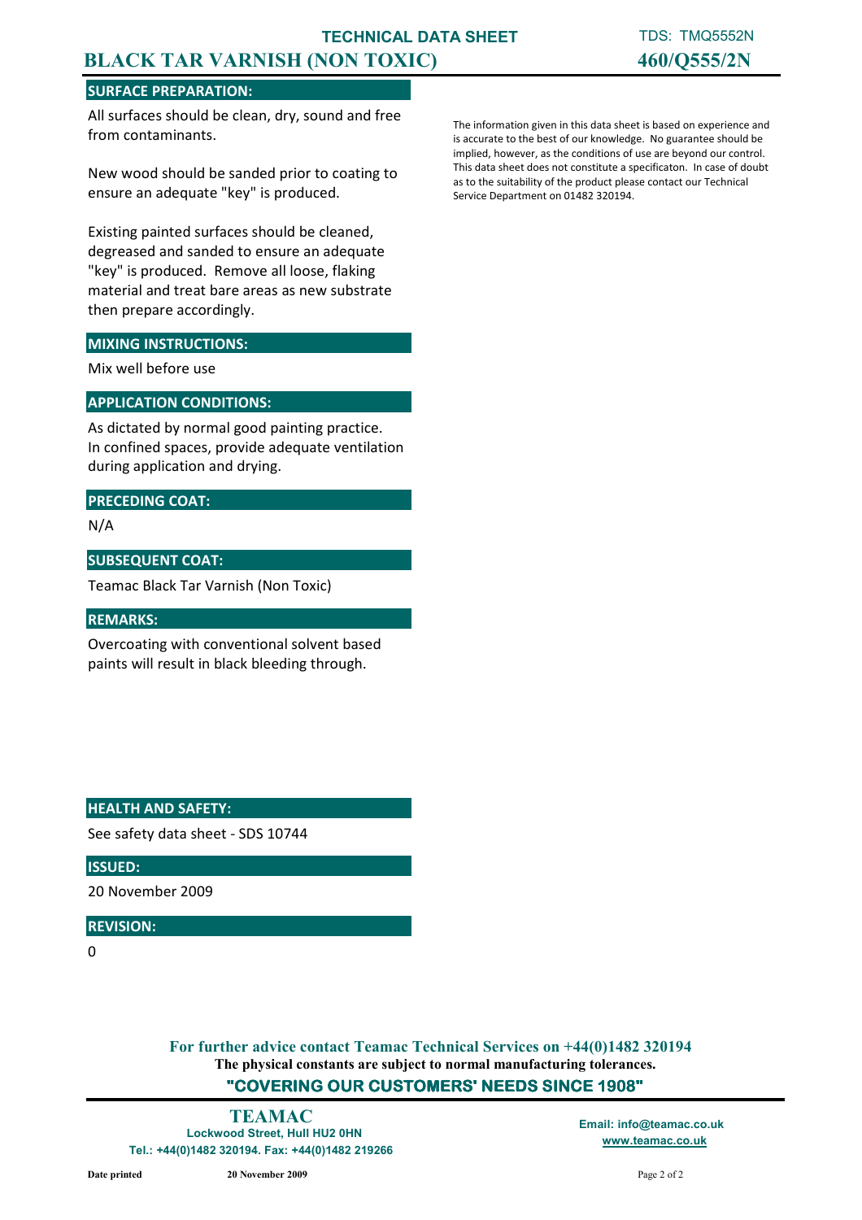## SURFACE PREPARATION:

All surfaces should be clean, dry, sound and free from contaminants.

New wood should be sanded prior to coating to ensure an adequate "key" is produced.

Existing painted surfaces should be cleaned, degreased and sanded to ensure an adequate "key" is produced. Remove all loose, flaking material and treat bare areas as new substrate then prepare accordingly.

## MIXING INSTRUCTIONS:

Mix well before use

## APPLICATION CONDITIONS:

As dictated by normal good painting practice. In confined spaces, provide adequate ventilation during application and drying.

## PRECEDING COAT:

N/A

## SUBSEQUENT COAT:

Teamac Black Tar Varnish (Non Toxic)

## REMARKS:

Overcoating with conventional solvent based paints will result in black bleeding through.

## HEALTH AND SAFETY:

See safety data sheet - SDS 10744

## ISSUED:

20 November 2009

## REVISION:

0

The information given in this data sheet is based on experience and is accurate to the best of our knowledge. No guarantee should be implied, however, as the conditions of use are beyond our control. This data sheet does not constitute a specificaton. In case of doubt as to the suitability of the product please contact our Technical Service Department on 01482 320194.

**For further advice contact Teamac Technical Services on +44(0)1482 320194**

**The physical constants are subject to normal manufacturing tolerances.**

**"COVERING OUR CUSTOMERS' NEEDS SINCE 1908"**

**TEAMAC**
Lockwood Street, Hull HU2 0HN
Tel.: +44(0)1482 320194. Fax: +44(0)1482 219266

Email: info@teamac.co.uk
www.teamac.co.uk

Date printed 20 November 2009